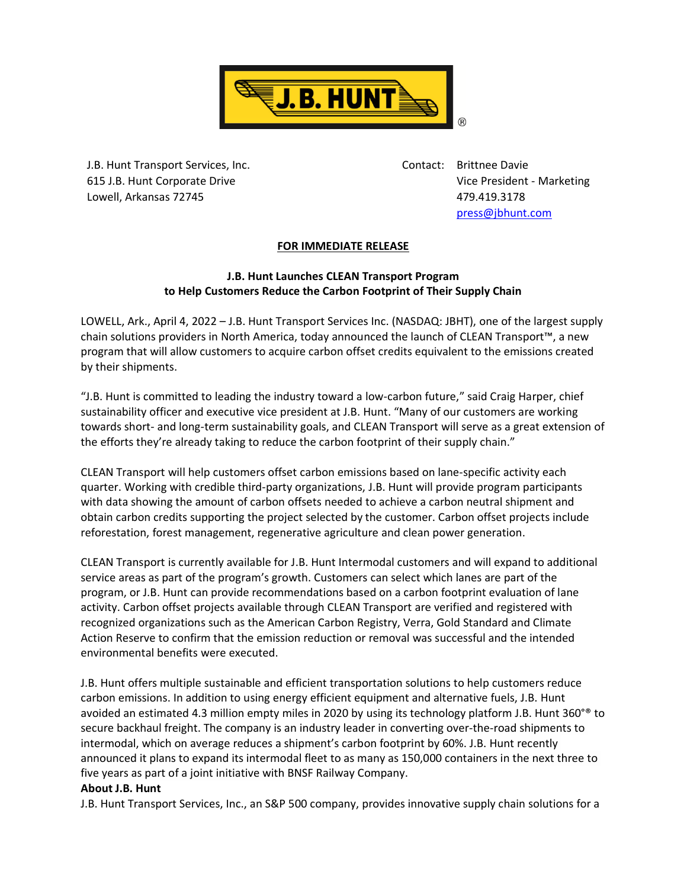J.B. Hunt Transport Services, Inc.
615 J.B. Hunt Corporate Drive
Lowell, Arkansas 72745

Contact: Brittnee Davie
Vice President - Marketing
479.419.3178
press@jbhunt.com

**FOR IMMEDIATE RELEASE**

**J.B. Hunt Launches CLEAN Transport Program to Help Customers Reduce the Carbon Footprint of Their Supply Chain**

LOWELL, Ark., April 4, 2022 – J.B. Hunt Transport Services Inc. (NASDAQ: JBHT), one of the largest supply chain solutions providers in North America, today announced the launch of CLEAN Transport™, a new program that will allow customers to acquire carbon offset credits equivalent to the emissions created by their shipments.

"J.B. Hunt is committed to leading the industry toward a low-carbon future," said Craig Harper, chief sustainability officer and executive vice president at J.B. Hunt. "Many of our customers are working towards short- and long-term sustainability goals, and CLEAN Transport will serve as a great extension of the efforts they're already taking to reduce the carbon footprint of their supply chain."

CLEAN Transport will help customers offset carbon emissions based on lane-specific activity each quarter. Working with credible third-party organizations, J.B. Hunt will provide program participants with data showing the amount of carbon offsets needed to achieve a carbon neutral shipment and obtain carbon credits supporting the project selected by the customer. Carbon offset projects include reforestation, forest management, regenerative agriculture and clean power generation.

CLEAN Transport is currently available for J.B. Hunt Intermodal customers and will expand to additional service areas as part of the program's growth. Customers can select which lanes are part of the program, or J.B. Hunt can provide recommendations based on a carbon footprint evaluation of lane activity. Carbon offset projects available through CLEAN Transport are verified and registered with recognized organizations such as the American Carbon Registry, Verra, Gold Standard and Climate Action Reserve to confirm that the emission reduction or removal was successful and the intended environmental benefits were executed.

J.B. Hunt offers multiple sustainable and efficient transportation solutions to help customers reduce carbon emissions. In addition to using energy efficient equipment and alternative fuels, J.B. Hunt avoided an estimated 4.3 million empty miles in 2020 by using its technology platform J.B. Hunt 360°® to secure backhaul freight. The company is an industry leader in converting over-the-road shipments to intermodal, which on average reduces a shipment's carbon footprint by 60%. J.B. Hunt recently announced it plans to expand its intermodal fleet to as many as 150,000 containers in the next three to five years as part of a joint initiative with BNSF Railway Company.

**About J.B. Hunt**

J.B. Hunt Transport Services, Inc., an S&P 500 company, provides innovative supply chain solutions for a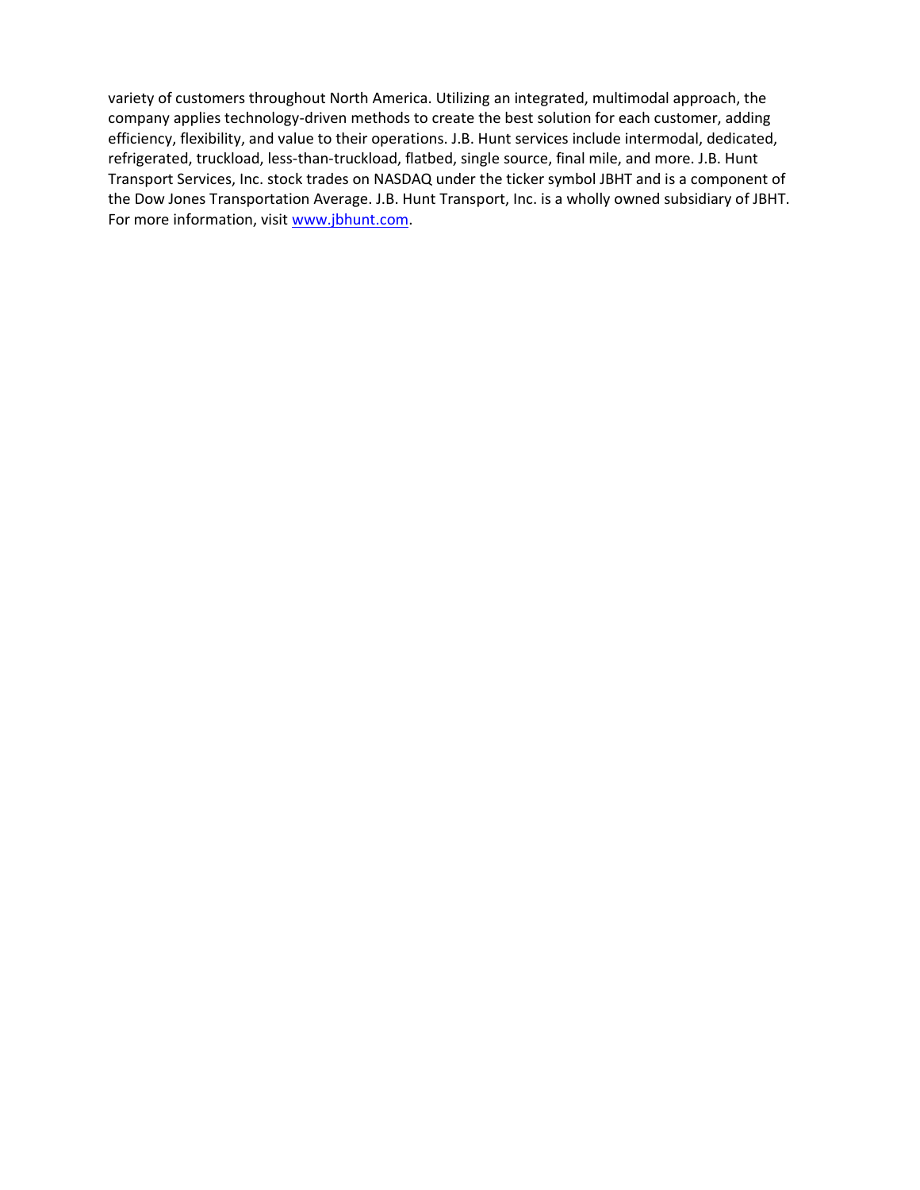variety of customers throughout North America. Utilizing an integrated, multimodal approach, the company applies technology-driven methods to create the best solution for each customer, adding efficiency, flexibility, and value to their operations. J.B. Hunt services include intermodal, dedicated, refrigerated, truckload, less-than-truckload, flatbed, single source, final mile, and more. J.B. Hunt Transport Services, Inc. stock trades on NASDAQ under the ticker symbol JBHT and is a component of the Dow Jones Transportation Average. J.B. Hunt Transport, Inc. is a wholly owned subsidiary of JBHT. For more information, visit [www.jbhunt.com](http://www.jbhunt.com).